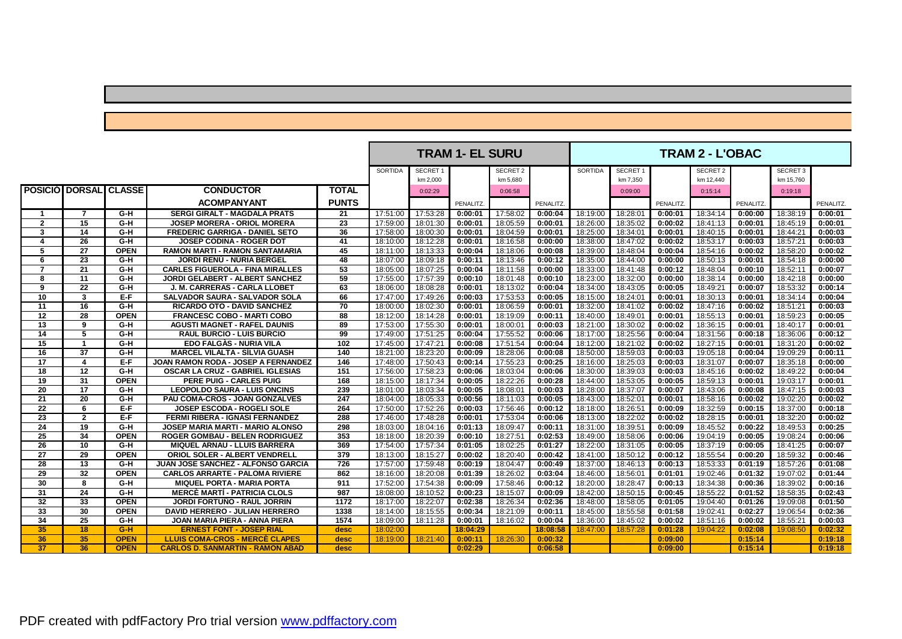| POSICIÓ | DORSAL | CLASSE | CONDUCTOR / ACOMPANYANT | TOTAL PUNTS | TRAM 1- EL SURU | | | | | TRAM 2 - L'OBAC | | | | | | | |
|---|---|---|---|---|---|---|---|---|---|---|---|---|---|---|---|---|---|
| | | | | | SORTIDA | SECRET 1 km 2,000 | | SECRET 2 km 5,680 | | SORTIDA | SECRET 1 km 7,350 | | SECRET 2 km 12,440 | | SECRET 3 km 15,760 | |
| | | | | | | 0:02:29 | | 0:06:58 | | | 0:09:00 | | 0:15:14 | | 0:19:18 | |
| | | | | | | | PENALITZ. | | PENALITZ. | | | PENALITZ. | | PENALITZ. | | PENALITZ. |
| 1 | 7 | G-H | SERGI GIRALT - MAGDALA PRATS | 21 | 17:51:00 | 17:53:28 | 0:00:01 | 17:58:02 | 0:00:04 | 18:19:00 | 18:28:01 | 0:00:01 | 18:34:14 | 0:00:00 | 18:38:19 | 0:00:01 |
| 2 | 15 | G-H | JOSEP MORERA - ORIOL MORERA | 23 | 17:59:00 | 18:01:30 | 0:00:01 | 18:05:59 | 0:00:01 | 18:26:00 | 18:35:02 | 0:00:02 | 18:41:13 | 0:00:01 | 18:45:19 | 0:00:01 |
| 3 | 14 | G-H | FREDERIC GARRIGA - DANIEL SETO | 36 | 17:58:00 | 18:00:30 | 0:00:01 | 18:04:59 | 0:00:01 | 18:25:00 | 18:34:01 | 0:00:01 | 18:40:15 | 0:00:01 | 18:44:21 | 0:00:03 |
| 4 | 26 | G-H | JOSEP CODINA - ROGER DOT | 41 | 18:10:00 | 18:12:28 | 0:00:01 | 18:16:58 | 0:00:00 | 18:38:00 | 18:47:02 | 0:00:02 | 18:53:17 | 0:00:03 | 18:57:21 | 0:00:03 |
| 5 | 27 | OPEN | RAMON MARTI - RAMON SANTAMARIA | 45 | 18:11:00 | 18:13:33 | 0:00:04 | 18:18:06 | 0:00:08 | 18:39:00 | 18:48:04 | 0:00:04 | 18:54:16 | 0:00:02 | 18:58:20 | 0:00:02 |
| 6 | 23 | G-H | JORDI RENU - NÚRIA BERGEL | 48 | 18:07:00 | 18:09:18 | 0:00:11 | 18:13:46 | 0:00:12 | 18:35:00 | 18:44:00 | 0:00:00 | 18:50:13 | 0:00:01 | 18:54:18 | 0:00:00 |
| 7 | 21 | G-H | CARLES FIGUEROLA - FINA MIRALLES | 53 | 18:05:00 | 18:07:25 | 0:00:04 | 18:11:58 | 0:00:00 | 18:33:00 | 18:41:48 | 0:00:12 | 18:48:04 | 0:00:10 | 18:52:11 | 0:00:07 |
| 8 | 11 | G-H | JORDI GELABERT - ALBERT SANCHEZ | 59 | 17:55:00 | 17:57:39 | 0:00:10 | 18:01:48 | 0:00:10 | 18:23:00 | 18:32:00 | 0:00:00 | 18:38:14 | 0:00:00 | 18:42:18 | 0:00:00 |
| 9 | 22 | G-H | J. M. CARRERAS - CARLA LLOBET | 63 | 18:06:00 | 18:08:28 | 0:00:01 | 18:13:02 | 0:00:04 | 18:34:00 | 18:43:05 | 0:00:05 | 18:49:21 | 0:00:07 | 18:53:32 | 0:00:14 |
| 10 | 3 | E-F | SALVADOR SAURA - SALVADOR SOLA | 66 | 17:47:00 | 17:49:26 | 0:00:03 | 17:53:53 | 0:00:05 | 18:15:00 | 18:24:01 | 0:00:01 | 18:30:13 | 0:00:01 | 18:34:14 | 0:00:04 |
| 11 | 16 | G-H | RICARDO OTO - DAVID SANCHEZ | 70 | 18:00:00 | 18:02:30 | 0:00:01 | 18:06:59 | 0:00:01 | 18:32:00 | 18:41:02 | 0:00:02 | 18:47:16 | 0:00:02 | 18:51:21 | 0:00:03 |
| 12 | 28 | OPEN | FRANCESC COBO - MARTI COBO | 88 | 18:12:00 | 18:14:28 | 0:00:01 | 18:19:09 | 0:00:11 | 18:40:00 | 18:49:01 | 0:00:01 | 18:55:13 | 0:00:01 | 18:59:23 | 0:00:05 |
| 13 | 9 | G-H | AGUSTI MAGNET - RAFEL DAUNIS | 89 | 17:53:00 | 17:55:30 | 0:00:01 | 18:00:01 | 0:00:03 | 18:21:00 | 18:30:02 | 0:00:02 | 18:36:15 | 0:00:01 | 18:40:17 | 0:00:01 |
| 14 | 5 | G-H | RAUL BURCIO - LUIS BURCIO | 99 | 17:49:00 | 17:51:25 | 0:00:04 | 17:55:52 | 0:00:06 | 18:17:00 | 18:25:56 | 0:00:04 | 18:31:56 | 0:00:18 | 18:36:06 | 0:00:12 |
| 15 | 1 | G-H | EDO FALGÀS - NURIA VILA | 102 | 17:45:00 | 17:47:21 | 0:00:08 | 17:51:54 | 0:00:04 | 18:12:00 | 18:21:02 | 0:00:02 | 18:27:15 | 0:00:01 | 18:31:20 | 0:00:02 |
| 16 | 37 | G-H | MARCEL VILALTA - SÍLVIA GUASH | 140 | 18:21:00 | 18:23:20 | 0:00:09 | 18:28:06 | 0:00:08 | 18:50:00 | 18:59:03 | 0:00:03 | 19:05:18 | 0:00:04 | 19:09:29 | 0:00:11 |
| 17 | 4 | E-F | JOAN RAMON RODA - JOSEP A FERNANDEZ | 146 | 17:48:00 | 17:50:43 | 0:00:14 | 17:55:23 | 0:00:25 | 18:16:00 | 18:25:03 | 0:00:03 | 18:31:07 | 0:00:07 | 18:35:18 | 0:00:00 |
| 18 | 12 | G-H | OSCAR LA CRUZ - GABRIEL IGLESIAS | 151 | 17:56:00 | 17:58:23 | 0:00:06 | 18:03:04 | 0:00:06 | 18:30:00 | 18:39:03 | 0:00:03 | 18:45:16 | 0:00:02 | 18:49:22 | 0:00:04 |
| 19 | 31 | OPEN | PERE PUIG - CARLES PUIG | 168 | 18:15:00 | 18:17:34 | 0:00:05 | 18:22:26 | 0:00:28 | 18:44:00 | 18:53:05 | 0:00:05 | 18:59:13 | 0:00:01 | 19:03:17 | 0:00:01 |
| 20 | 17 | G-H | LEOPOLDO SAURA - LUIS ONCINS | 239 | 18:01:00 | 18:03:34 | 0:00:05 | 18:08:01 | 0:00:03 | 18:28:00 | 18:37:07 | 0:00:07 | 18:43:06 | 0:00:08 | 18:47:15 | 0:00:03 |
| 21 | 20 | G-H | PAU COMA-CROS - JOAN GONZALVES | 247 | 18:04:00 | 18:05:33 | 0:00:56 | 18:11:03 | 0:00:05 | 18:43:00 | 18:52:01 | 0:00:01 | 18:58:16 | 0:00:02 | 19:02:20 | 0:00:02 |
| 22 | 6 | E-F | JOSEP ESCODA - ROGELI SOLE | 264 | 17:50:00 | 17:52:26 | 0:00:03 | 17:56:46 | 0:00:12 | 18:18:00 | 18:26:51 | 0:00:09 | 18:32:59 | 0:00:15 | 18:37:00 | 0:00:18 |
| 23 | 2 | E-F | FERMI RIBERA - IGNASI FERNANDEZ | 288 | 17:46:00 | 17:48:28 | 0:00:01 | 17:53:04 | 0:00:06 | 18:13:00 | 18:22:02 | 0:00:02 | 18:28:15 | 0:00:01 | 18:32:20 | 0:00:02 |
| 24 | 19 | G-H | JOSEP MARIA MARTI - MARIO ALONSO | 298 | 18:03:00 | 18:04:16 | 0:01:13 | 18:09:47 | 0:00:11 | 18:31:00 | 18:39:51 | 0:00:09 | 18:45:52 | 0:00:22 | 18:49:53 | 0:00:25 |
| 25 | 34 | OPEN | ROGER GOMBAU - BELEN RODRIGUEZ | 353 | 18:18:00 | 18:20:39 | 0:00:10 | 18:27:51 | 0:02:53 | 18:49:00 | 18:58:06 | 0:00:06 | 19:04:19 | 0:00:05 | 19:08:24 | 0:00:06 |
| 26 | 10 | G-H | MIQUEL ARNAU - LLUIS BARRERA | 369 | 17:54:00 | 17:57:34 | 0:01:05 | 18:02:25 | 0:01:27 | 18:22:00 | 18:31:05 | 0:00:05 | 18:37:19 | 0:00:05 | 18:41:25 | 0:00:07 |
| 27 | 29 | OPEN | ORIOL SOLER - ALBERT VENDRELL | 379 | 18:13:00 | 18:15:27 | 0:00:02 | 18:20:40 | 0:00:42 | 18:41:00 | 18:50:12 | 0:00:12 | 18:55:54 | 0:00:20 | 18:59:32 | 0:00:46 |
| 28 | 13 | G-H | JUAN JOSE SANCHEZ - ALFONSO GARCIA | 726 | 17:57:00 | 17:59:48 | 0:00:19 | 18:04:47 | 0:00:49 | 18:37:00 | 18:46:13 | 0:00:13 | 18:53:33 | 0:01:19 | 18:57:26 | 0:01:08 |
| 29 | 32 | OPEN | CARLOS ARRARTE - PALOMA RIVIERE | 862 | 18:16:00 | 18:20:08 | 0:01:39 | 18:26:02 | 0:03:04 | 18:46:00 | 18:56:01 | 0:01:01 | 19:02:46 | 0:01:32 | 19:07:02 | 0:01:44 |
| 30 | 8 | G-H | MIQUEL PORTA - MARIA PORTA | 911 | 17:52:00 | 17:54:38 | 0:00:09 | 17:58:46 | 0:00:12 | 18:20:00 | 18:28:47 | 0:00:13 | 18:34:38 | 0:00:36 | 18:39:02 | 0:00:16 |
| 31 | 24 | G-H | MERCÈ MARTÍ - PATRICIA CLOLS | 987 | 18:08:00 | 18:10:52 | 0:00:23 | 18:15:07 | 0:00:09 | 18:42:00 | 18:50:15 | 0:00:45 | 18:55:22 | 0:01:52 | 18:58:35 | 0:02:43 |
| 32 | 33 | OPEN | JORDI FORTUÑO - RAUL JORRIN | 1172 | 18:17:00 | 18:22:07 | 0:02:38 | 18:26:34 | 0:02:36 | 18:48:00 | 18:58:05 | 0:01:05 | 19:04:40 | 0:01:26 | 19:09:08 | 0:01:50 |
| 33 | 30 | OPEN | DAVID HERRERO - JULIAN HERRERO | 1338 | 18:14:00 | 18:15:55 | 0:00:34 | 18:21:09 | 0:00:11 | 18:45:00 | 18:55:58 | 0:01:58 | 19:02:41 | 0:02:27 | 19:06:54 | 0:02:36 |
| 34 | 25 | G-H | JOAN MARIA PIERA - ANNA PIERA | 1574 | 18:09:00 | 18:11:28 | 0:00:01 | 18:16:02 | 0:00:04 | 18:36:00 | 18:45:02 | 0:00:02 | 18:51:16 | 0:00:02 | 18:55:21 | 0:00:03 |
| 35 | 18 | G-H | ERNEST FONT - JOSEP RIAL | desc | 18:02:00 | | 18:04:29 | | 18:08:58 | 18:47:00 | 18:57:28 | 0:01:28 | 19:04:22 | 0:02:08 | 19:08:50 | 0:02:32 |
| 36 | 35 | OPEN | LLUIS COMA-CROS - MERCÈ CLAPES | desc | 18:19:00 | 18:21:40 | 0:00:11 | 18:26:30 | 0:00:32 | | | 0:09:00 | | 0:15:14 | | 0:19:18 |
| 37 | 36 | OPEN | CARLOS D. SANMARTIN - RAMON ABAD | desc | | | 0:02:29 | | 0:06:58 | | | 0:09:00 | | 0:15:14 | | 0:19:18 |

PDF created with pdfFactory Pro trial version www.pdffactory.com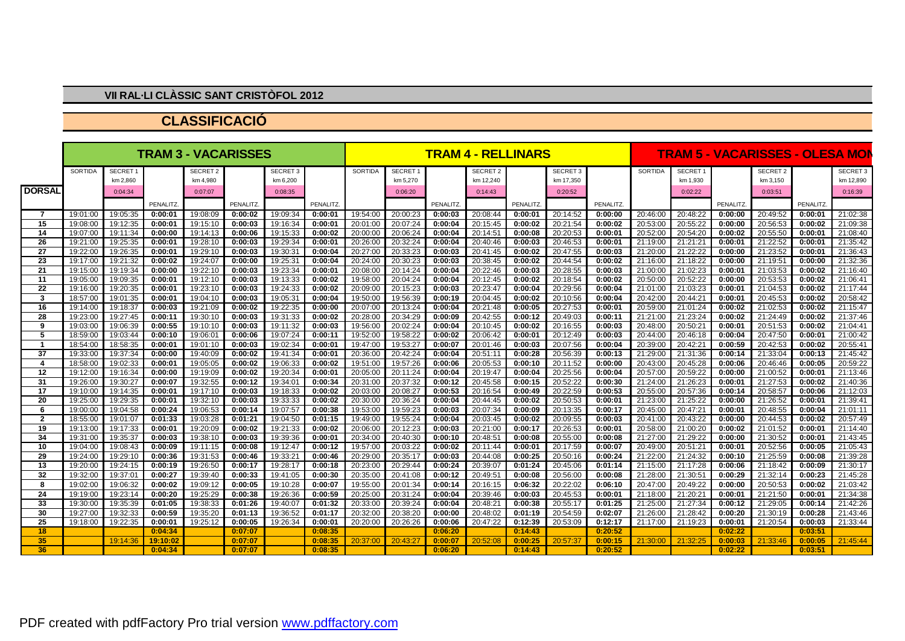## VII RAL·LI CLÀSSIC SANT CRISTÒFOL 2012

## CLASSIFICACIÓ

| | TRAM 3 - VACARISSES | | | | | | | TRAM 4 - RELLINARS | | | | | | | TRAM 5 - VACARISSES - OLESA MON | | | | | |
|---|---|---|---|---|---|---|---|---|---|---|---|---|---|---|---|---|---|---|---|---|
| | SORTIDA | SECRET 1 km 2,860 | | SECRET 2 km 4,980 | | SECRET 3 km 6,200 | | SORTIDA | SECRET 1 km 5,270 | | SECRET 2 km 12,240 | | SECRET 3 km 17,350 | | SORTIDA | SECRET 1 km 1,930 | | SECRET 2 km 3,150 | | SECRET 3 km 12,890 |
| DORSAL | | 0:04:34 | | 0:07:07 | | 0:08:35 | | | 0:06:20 | | 0:14:43 | | 0:20:52 | | | 0:02:22 | | 0:03:51 | | 0:16:39 |
| | | | PENALITZ. | | PENALITZ. | | PENALITZ. | | | PENALITZ. | | PENALITZ. | | PENALITZ. | | | PENALITZ. | | PENALITZ. | |
| 7 | 19:01:00 | 19:05:35 | 0:00:01 | 19:08:09 | 0:00:02 | 19:09:34 | 0:00:01 | 19:54:00 | 20:00:23 | 0:00:03 | 20:08:44 | 0:00:01 | 20:14:52 | 0:00:00 | 20:46:00 | 20:48:22 | 0:00:00 | 20:49:52 | 0:00:01 | 21:02:38 |
| 15 | 19:08:00 | 19:12:35 | 0:00:01 | 19:15:10 | 0:00:03 | 19:16:34 | 0:00:01 | 20:01:00 | 20:07:24 | 0:00:04 | 20:15:45 | 0:00:02 | 20:21:54 | 0:00:02 | 20:53:00 | 20:55:22 | 0:00:00 | 20:56:53 | 0:00:02 | 21:09:38 |
| 14 | 19:07:00 | 19:11:34 | 0:00:00 | 19:14:13 | 0:00:06 | 19:15:33 | 0:00:02 | 20:00:00 | 20:06:24 | 0:00:04 | 20:14:51 | 0:00:08 | 20:20:53 | 0:00:01 | 20:52:00 | 20:54:20 | 0:00:02 | 20:55:50 | 0:00:01 | 21:08:40 |
| 26 | 19:21:00 | 19:25:35 | 0:00:01 | 19:28:10 | 0:00:03 | 19:29:34 | 0:00:01 | 20:26:00 | 20:32:24 | 0:00:04 | 20:40:46 | 0:00:03 | 20:46:53 | 0:00:01 | 21:19:00 | 21:21:21 | 0:00:01 | 21:22:52 | 0:00:01 | 21:35:42 |
| 27 | 19:22:00 | 19:26:35 | 0:00:01 | 19:29:10 | 0:00:03 | 19:30:31 | 0:00:04 | 20:27:00 | 20:33:23 | 0:00:03 | 20:41:45 | 0:00:02 | 20:47:55 | 0:00:03 | 21:20:00 | 21:22:22 | 0:00:00 | 21:23:52 | 0:00:01 | 21:36:43 |
| 23 | 19:17:00 | 19:21:32 | 0:00:02 | 19:24:07 | 0:00:00 | 19:25:31 | 0:00:04 | 20:24:00 | 20:30:23 | 0:00:03 | 20:38:45 | 0:00:02 | 20:44:54 | 0:00:02 | 21:16:00 | 21:18:22 | 0:00:00 | 21:19:51 | 0:00:00 | 21:32:36 |
| 21 | 19:15:00 | 19:19:34 | 0:00:00 | 19:22:10 | 0:00:03 | 19:23:34 | 0:00:01 | 20:08:00 | 20:14:24 | 0:00:04 | 20:22:46 | 0:00:03 | 20:28:55 | 0:00:03 | 21:00:00 | 21:02:23 | 0:00:01 | 21:03:53 | 0:00:02 | 21:16:40 |
| 11 | 19:05:00 | 19:09:35 | 0:00:01 | 19:12:10 | 0:00:03 | 19:13:33 | 0:00:02 | 19:58:00 | 20:04:24 | 0:00:04 | 20:12:45 | 0:00:02 | 20:18:54 | 0:00:02 | 20:50:00 | 20:52:22 | 0:00:00 | 20:53:53 | 0:00:02 | 21:06:41 |
| 22 | 19:16:00 | 19:20:35 | 0:00:01 | 19:23:10 | 0:00:03 | 19:24:33 | 0:00:02 | 20:09:00 | 20:15:23 | 0:00:03 | 20:23:47 | 0:00:04 | 20:29:56 | 0:00:04 | 21:01:00 | 21:03:23 | 0:00:01 | 21:04:53 | 0:00:02 | 21:17:44 |
| 3 | 18:57:00 | 19:01:35 | 0:00:01 | 19:04:10 | 0:00:03 | 19:05:31 | 0:00:04 | 19:50:00 | 19:56:39 | 0:00:19 | 20:04:45 | 0:00:02 | 20:10:56 | 0:00:04 | 20:42:00 | 20:44:21 | 0:00:01 | 20:45:53 | 0:00:02 | 20:58:42 |
| 16 | 19:14:00 | 19:18:37 | 0:00:03 | 19:21:09 | 0:00:02 | 19:22:35 | 0:00:00 | 20:07:00 | 20:13:24 | 0:00:04 | 20:21:48 | 0:00:05 | 20:27:53 | 0:00:01 | 20:59:00 | 21:01:24 | 0:00:02 | 21:02:53 | 0:00:02 | 21:15:47 |
| 28 | 19:23:00 | 19:27:45 | 0:00:11 | 19:30:10 | 0:00:03 | 19:31:33 | 0:00:02 | 20:28:00 | 20:34:29 | 0:00:09 | 20:42:55 | 0:00:12 | 20:49:03 | 0:00:11 | 21:21:00 | 21:23:24 | 0:00:02 | 21:24:49 | 0:00:02 | 21:37:46 |
| 9 | 19:03:00 | 19:06:39 | 0:00:55 | 19:10:10 | 0:00:03 | 19:11:32 | 0:00:03 | 19:56:00 | 20:02:24 | 0:00:04 | 20:10:45 | 0:00:02 | 20:16:55 | 0:00:03 | 20:48:00 | 20:50:21 | 0:00:01 | 20:51:53 | 0:00:02 | 21:04:41 |
| 5 | 18:59:00 | 19:03:44 | 0:00:10 | 19:06:01 | 0:00:06 | 19:07:24 | 0:00:11 | 19:52:00 | 19:58:22 | 0:00:02 | 20:06:42 | 0:00:01 | 20:12:49 | 0:00:03 | 20:44:00 | 20:46:18 | 0:00:04 | 20:47:50 | 0:00:01 | 21:00:42 |
| 1 | 18:54:00 | 18:58:35 | 0:00:01 | 19:01:10 | 0:00:03 | 19:02:34 | 0:00:01 | 19:47:00 | 19:53:27 | 0:00:07 | 20:01:46 | 0:00:03 | 20:07:56 | 0:00:04 | 20:39:00 | 20:42:21 | 0:00:59 | 20:42:53 | 0:00:02 | 20:55:41 |
| 37 | 19:33:00 | 19:37:34 | 0:00:00 | 19:40:09 | 0:00:02 | 19:41:34 | 0:00:01 | 20:36:00 | 20:42:24 | 0:00:04 | 20:51:11 | 0:00:28 | 20:56:39 | 0:00:13 | 21:29:00 | 21:31:36 | 0:00:14 | 21:33:04 | 0:00:13 | 21:45:42 |
| 4 | 18:58:00 | 19:02:33 | 0:00:01 | 19:05:05 | 0:00:02 | 19:06:33 | 0:00:02 | 19:51:00 | 19:57:26 | 0:00:06 | 20:05:53 | 0:00:10 | 20:11:52 | 0:00:00 | 20:43:00 | 20:45:28 | 0:00:06 | 20:46:46 | 0:00:05 | 20:59:22 |
| 12 | 19:12:00 | 19:16:34 | 0:00:00 | 19:19:09 | 0:00:02 | 19:20:34 | 0:00:01 | 20:05:00 | 20:11:24 | 0:00:04 | 20:19:47 | 0:00:04 | 20:25:56 | 0:00:04 | 20:57:00 | 20:59:22 | 0:00:00 | 21:00:52 | 0:00:01 | 21:13:46 |
| 31 | 19:26:00 | 19:30:27 | 0:00:07 | 19:32:55 | 0:00:12 | 19:34:01 | 0:00:34 | 20:31:00 | 20:37:32 | 0:00:12 | 20:45:58 | 0:00:15 | 20:52:22 | 0:00:30 | 21:24:00 | 21:26:23 | 0:00:01 | 21:27:53 | 0:00:02 | 21:40:36 |
| 17 | 19:10:00 | 19:14:35 | 0:00:01 | 19:17:10 | 0:00:03 | 19:18:33 | 0:00:02 | 20:03:00 | 20:08:27 | 0:00:53 | 20:16:54 | 0:00:49 | 20:22:59 | 0:00:53 | 20:55:00 | 20:57:36 | 0:00:14 | 20:58:57 | 0:00:06 | 21:12:03 |
| 20 | 19:25:00 | 19:29:35 | 0:00:01 | 19:32:10 | 0:00:03 | 19:33:33 | 0:00:02 | 20:30:00 | 20:36:24 | 0:00:04 | 20:44:45 | 0:00:02 | 20:50:53 | 0:00:01 | 21:23:00 | 21:25:22 | 0:00:00 | 21:26:52 | 0:00:01 | 21:39:41 |
| 6 | 19:00:00 | 19:04:58 | 0:00:24 | 19:06:53 | 0:00:14 | 19:07:57 | 0:00:38 | 19:53:00 | 19:59:23 | 0:00:03 | 20:07:34 | 0:00:09 | 20:13:35 | 0:00:17 | 20:45:00 | 20:47:21 | 0:00:01 | 20:48:55 | 0:00:04 | 21:01:06 |
| 2 | 18:55:00 | 19:01:07 | 0:01:33 | 19:03:28 | 0:01:21 | 19:04:50 | 0:01:15 | 19:49:00 | 19:55:24 | 0:00:04 | 20:03:45 | 0:00:02 | 20:09:55 | 0:00:03 | 20:41:00 | 20:43:22 | 0:00:00 | 20:44:53 | 0:00:02 | 20:57:49 |
| 19 | 19:13:00 | 19:17:33 | 0:00:01 | 19:20:09 | 0:00:02 | 19:21:33 | 0:00:02 | 20:06:00 | 20:12:23 | 0:00:03 | 20:21:00 | 0:00:17 | 20:26:53 | 0:00:01 | 20:58:00 | 21:00:20 | 0:00:02 | 21:01:52 | 0:00:01 | 21:14:40 |
| 34 | 19:31:00 | 19:35:37 | 0:00:03 | 19:38:10 | 0:00:03 | 19:39:36 | 0:00:01 | 20:34:00 | 20:40:30 | 0:00:10 | 20:48:51 | 0:00:08 | 20:55:00 | 0:00:08 | 21:27:00 | 21:29:22 | 0:00:00 | 21:30:52 | 0:00:01 | 21:43:45 |
| 10 | 19:04:00 | 19:08:43 | 0:00:09 | 19:11:15 | 0:00:08 | 19:12:47 | 0:00:12 | 19:57:00 | 20:03:22 | 0:00:02 | 20:11:44 | 0:00:01 | 20:17:59 | 0:00:07 | 20:49:00 | 20:51:21 | 0:00:01 | 20:52:56 | 0:00:05 | 21:05:43 |
| 29 | 19:24:00 | 19:29:10 | 0:00:36 | 19:31:53 | 0:00:46 | 19:33:21 | 0:00:46 | 20:29:00 | 20:35:17 | 0:00:03 | 20:44:08 | 0:00:25 | 20:50:16 | 0:00:24 | 21:22:00 | 21:24:32 | 0:00:10 | 21:25:59 | 0:00:08 | 21:39:28 |
| 13 | 19:20:00 | 19:24:15 | 0:00:19 | 19:26:50 | 0:00:17 | 19:28:17 | 0:00:18 | 20:23:00 | 20:29:44 | 0:00:24 | 20:39:07 | 0:01:24 | 20:45:06 | 0:01:14 | 21:15:00 | 21:17:28 | 0:00:06 | 21:18:42 | 0:00:09 | 21:30:17 |
| 32 | 19:32:00 | 19:37:01 | 0:00:27 | 19:39:40 | 0:00:33 | 19:41:05 | 0:00:30 | 20:35:00 | 20:41:08 | 0:00:12 | 20:49:51 | 0:00:08 | 20:56:00 | 0:00:08 | 21:28:00 | 21:30:51 | 0:00:29 | 21:32:14 | 0:00:23 | 21:45:28 |
| 8 | 19:02:00 | 19:06:32 | 0:00:02 | 19:09:12 | 0:00:05 | 19:10:28 | 0:00:07 | 19:55:00 | 20:01:34 | 0:00:14 | 20:16:15 | 0:06:32 | 20:22:02 | 0:06:10 | 20:47:00 | 20:49:22 | 0:00:00 | 20:50:53 | 0:00:02 | 21:03:42 |
| 24 | 19:19:00 | 19:23:14 | 0:00:20 | 19:25:29 | 0:00:38 | 19:26:36 | 0:00:59 | 20:25:00 | 20:31:24 | 0:00:04 | 20:39:46 | 0:00:03 | 20:45:53 | 0:00:01 | 21:18:00 | 21:20:21 | 0:00:01 | 21:21:50 | 0:00:01 | 21:34:38 |
| 33 | 19:30:00 | 19:35:39 | 0:01:05 | 19:38:33 | 0:01:26 | 19:40:07 | 0:01:32 | 20:33:00 | 20:39:24 | 0:00:04 | 20:48:21 | 0:00:38 | 20:55:17 | 0:01:25 | 21:25:00 | 21:27:34 | 0:00:12 | 21:29:05 | 0:00:14 | 21:42:26 |
| 30 | 19:27:00 | 19:32:33 | 0:00:59 | 19:35:20 | 0:01:13 | 19:36:52 | 0:01:17 | 20:32:00 | 20:38:20 | 0:00:00 | 20:48:02 | 0:01:19 | 20:54:59 | 0:02:07 | 21:26:00 | 21:28:42 | 0:00:20 | 21:30:19 | 0:00:28 | 21:43:46 |
| 25 | 19:18:00 | 19:22:35 | 0:00:01 | 19:25:12 | 0:00:05 | 19:26:34 | 0:00:01 | 20:20:00 | 20:26:26 | 0:00:06 | 20:47:22 | 0:12:39 | 20:53:09 | 0:12:17 | 21:17:00 | 21:19:23 | 0:00:01 | 21:20:54 | 0:00:03 | 21:33:44 |
| 18 | | | 0:04:34 | | 0:07:07 | | 0:08:35 | | | 0:06:20 | | 0:14:43 | | 0:20:52 | | | 0:02:22 | | 0:03:51 | |
| 35 | | 19:14:36 | 19:10:02 | | 0:07:07 | | 0:08:35 | 20:37:00 | 20:43:27 | 0:00:07 | 20:52:08 | 0:00:25 | 20:57:37 | 0:00:15 | 21:30:00 | 21:32:25 | 0:00:03 | 21:33:46 | 0:00:05 | 21:45:44 |
| 36 | | | 0:04:34 | | 0:07:07 | | 0:08:35 | | | 0:06:20 | | 0:14:43 | | 0:20:52 | | | 0:02:22 | | 0:03:51 | |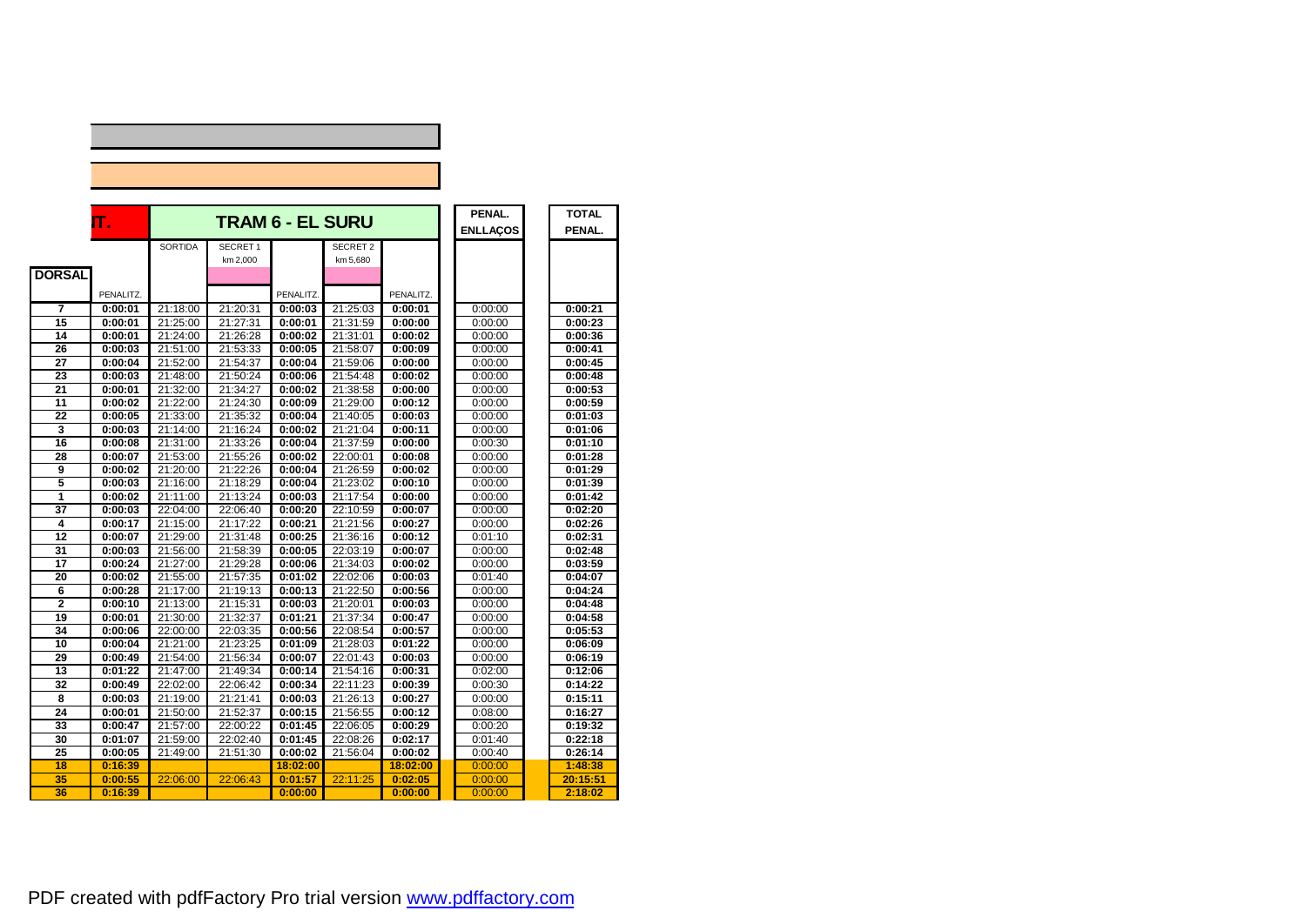| DORSAL | IT. PENALITZ. | TRAM 6 - EL SURU SORTIDA | SECRET 1 km 2,000 | PENALITZ. | SECRET 2 km 5,680 | PENALITZ. | PENAL. ENLLAÇOS | TOTAL PENAL. |
|---|---|---|---|---|---|---|---|---|
| 7 | 0:00:01 | 21:18:00 | 21:20:31 | 0:00:03 | 21:25:03 | 0:00:01 | 0:00:00 | 0:00:21 |
| 15 | 0:00:01 | 21:25:00 | 21:27:31 | 0:00:01 | 21:31:59 | 0:00:00 | 0:00:00 | 0:00:23 |
| 14 | 0:00:01 | 21:24:00 | 21:26:28 | 0:00:02 | 21:31:01 | 0:00:02 | 0:00:00 | 0:00:36 |
| 26 | 0:00:03 | 21:51:00 | 21:53:33 | 0:00:05 | 21:58:07 | 0:00:09 | 0:00:00 | 0:00:41 |
| 27 | 0:00:04 | 21:52:00 | 21:54:37 | 0:00:04 | 21:59:06 | 0:00:00 | 0:00:00 | 0:00:45 |
| 23 | 0:00:03 | 21:48:00 | 21:50:24 | 0:00:06 | 21:54:48 | 0:00:02 | 0:00:00 | 0:00:48 |
| 21 | 0:00:01 | 21:32:00 | 21:34:27 | 0:00:02 | 21:38:58 | 0:00:00 | 0:00:00 | 0:00:53 |
| 11 | 0:00:02 | 21:22:00 | 21:24:30 | 0:00:09 | 21:29:00 | 0:00:12 | 0:00:00 | 0:00:59 |
| 22 | 0:00:05 | 21:33:00 | 21:35:32 | 0:00:04 | 21:40:05 | 0:00:03 | 0:00:00 | 0:01:03 |
| 3 | 0:00:03 | 21:14:00 | 21:16:24 | 0:00:02 | 21:21:04 | 0:00:11 | 0:00:00 | 0:01:06 |
| 16 | 0:00:08 | 21:31:00 | 21:33:26 | 0:00:04 | 21:37:59 | 0:00:00 | 0:00:30 | 0:01:10 |
| 28 | 0:00:07 | 21:53:00 | 21:55:26 | 0:00:02 | 22:00:01 | 0:00:08 | 0:00:00 | 0:01:28 |
| 9 | 0:00:02 | 21:20:00 | 21:22:26 | 0:00:04 | 21:26:59 | 0:00:02 | 0:00:00 | 0:01:29 |
| 5 | 0:00:03 | 21:16:00 | 21:18:29 | 0:00:04 | 21:23:02 | 0:00:10 | 0:00:00 | 0:01:39 |
| 1 | 0:00:02 | 21:11:00 | 21:13:24 | 0:00:03 | 21:17:54 | 0:00:00 | 0:00:00 | 0:01:42 |
| 37 | 0:00:03 | 22:04:00 | 22:06:40 | 0:00:20 | 22:10:59 | 0:00:07 | 0:00:00 | 0:02:20 |
| 4 | 0:00:17 | 21:15:00 | 21:17:22 | 0:00:21 | 21:21:56 | 0:00:27 | 0:00:00 | 0:02:26 |
| 12 | 0:00:07 | 21:29:00 | 21:31:48 | 0:00:25 | 21:36:16 | 0:00:12 | 0:01:10 | 0:02:31 |
| 31 | 0:00:03 | 21:56:00 | 21:58:39 | 0:00:05 | 22:03:19 | 0:00:07 | 0:00:00 | 0:02:48 |
| 17 | 0:00:24 | 21:27:00 | 21:29:28 | 0:00:06 | 21:34:03 | 0:00:02 | 0:00:00 | 0:03:59 |
| 20 | 0:00:02 | 21:55:00 | 21:57:35 | 0:01:02 | 22:02:06 | 0:00:03 | 0:01:40 | 0:04:07 |
| 6 | 0:00:28 | 21:17:00 | 21:19:13 | 0:00:13 | 21:22:50 | 0:00:56 | 0:00:00 | 0:04:24 |
| 2 | 0:00:10 | 21:13:00 | 21:15:31 | 0:00:03 | 21:20:01 | 0:00:03 | 0:00:00 | 0:04:48 |
| 19 | 0:00:01 | 21:30:00 | 21:32:37 | 0:01:21 | 21:37:34 | 0:00:47 | 0:00:00 | 0:04:58 |
| 34 | 0:00:06 | 22:00:00 | 22:03:35 | 0:00:56 | 22:08:54 | 0:00:57 | 0:00:00 | 0:05:53 |
| 10 | 0:00:04 | 21:21:00 | 21:23:25 | 0:01:09 | 21:28:03 | 0:01:22 | 0:00:00 | 0:06:09 |
| 29 | 0:00:49 | 21:54:00 | 21:56:34 | 0:00:07 | 22:01:43 | 0:00:03 | 0:00:00 | 0:06:19 |
| 13 | 0:01:22 | 21:47:00 | 21:49:34 | 0:00:14 | 21:54:16 | 0:00:31 | 0:02:00 | 0:12:06 |
| 32 | 0:00:49 | 22:02:00 | 22:06:42 | 0:00:34 | 22:11:23 | 0:00:39 | 0:00:30 | 0:14:22 |
| 8 | 0:00:03 | 21:19:00 | 21:21:41 | 0:00:03 | 21:26:13 | 0:00:27 | 0:00:00 | 0:15:11 |
| 24 | 0:00:01 | 21:50:00 | 21:52:37 | 0:00:15 | 21:56:55 | 0:00:12 | 0:08:00 | 0:16:27 |
| 33 | 0:00:47 | 21:57:00 | 22:00:22 | 0:01:45 | 22:06:05 | 0:00:29 | 0:00:20 | 0:19:32 |
| 30 | 0:01:07 | 21:59:00 | 22:02:40 | 0:01:45 | 22:08:26 | 0:02:17 | 0:01:40 | 0:22:18 |
| 25 | 0:00:05 | 21:49:00 | 21:51:30 | 0:00:02 | 21:56:04 | 0:00:02 | 0:00:40 | 0:26:14 |
| 18 | 0:16:39 | | | 18:02:00 | | 18:02:00 | 0:00:00 | 1:48:38 |
| 35 | 0:00:55 | 22:06:00 | 22:06:43 | 0:01:57 | 22:11:25 | 0:02:05 | 0:00:00 | 20:15:51 |
| 36 | 0:16:39 | | | 0:00:00 | | 0:00:00 | 0:00:00 | 2:18:02 |